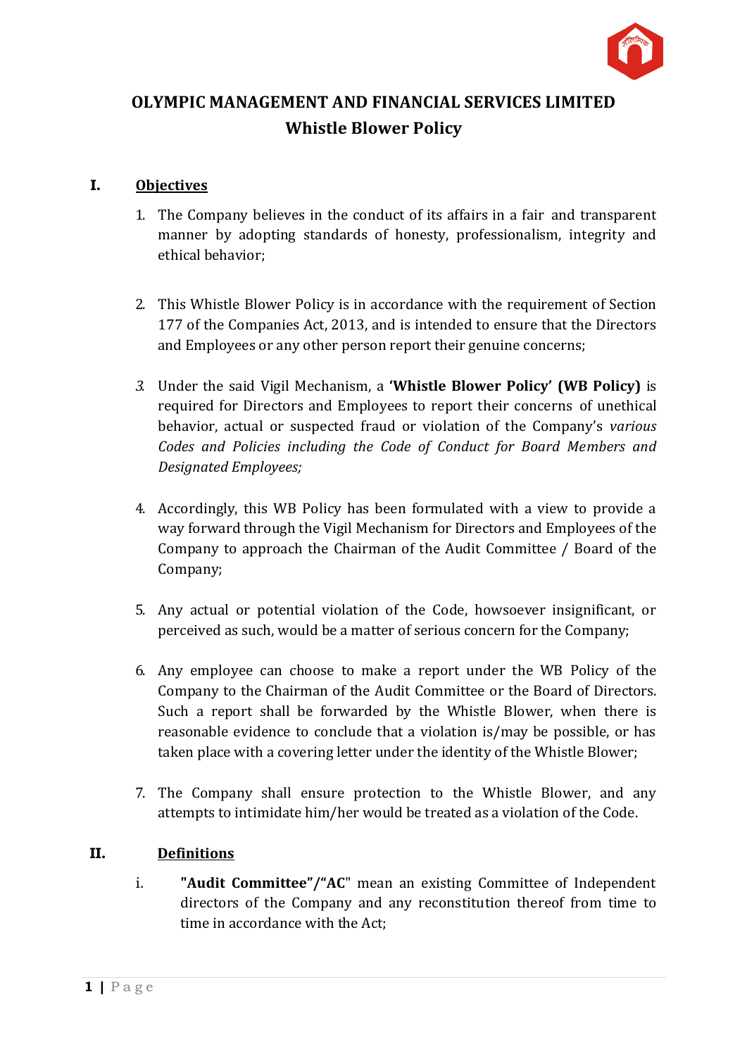# OLYMPIC MANAGEMENT AND FINANCIAL SERVICES LIMITED

## Whistle Blower Policy

### I. Objectives

1. The Company believes in the conduct of its affairs in a fair and transparent manner by adopting standards of honesty, professionalism, integrity and ethical behavior;

2. This Whistle Blower Policy is in accordance with the requirement of Section 177 of the Companies Act, 2013, and is intended to ensure that the Directors and Employees or any other person report their genuine concerns;

3. Under the said Vigil Mechanism, a **'Whistle Blower Policy' (WB Policy)** is required for Directors and Employees to report their concerns of unethical behavior, actual or suspected fraud or violation of the Company's *various Codes and Policies including the Code of Conduct for Board Members and Designated Employees;*

4. Accordingly, this WB Policy has been formulated with a view to provide a way forward through the Vigil Mechanism for Directors and Employees of the Company to approach the Chairman of the Audit Committee / Board of the Company;

5. Any actual or potential violation of the Code, howsoever insignificant, or perceived as such, would be a matter of serious concern for the Company;

6. Any employee can choose to make a report under the WB Policy of the Company to the Chairman of the Audit Committee or the Board of Directors. Such a report shall be forwarded by the Whistle Blower, when there is reasonable evidence to conclude that a violation is/may be possible, or has taken place with a covering letter under the identity of the Whistle Blower;

7. The Company shall ensure protection to the Whistle Blower, and any attempts to intimidate him/her would be treated as a violation of the Code.

### II. Definitions

i. **"Audit Committee"/"AC"** mean an existing Committee of Independent directors of the Company and any reconstitution thereof from time to time in accordance with the Act;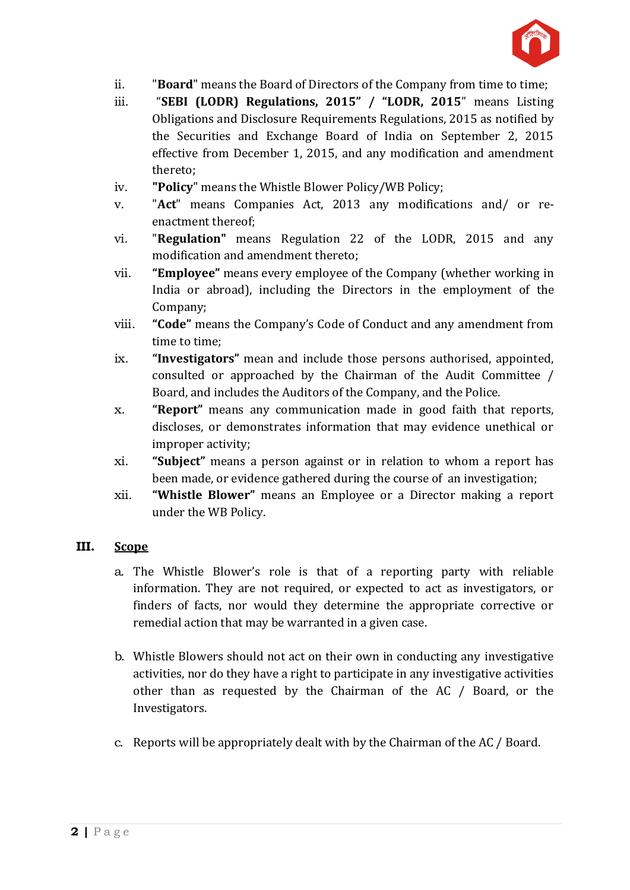ii. "**Board**" means the Board of Directors of the Company from time to time;

iii. "**SEBI (LODR) Regulations, 2015" / "LODR, 2015**" means Listing Obligations and Disclosure Requirements Regulations, 2015 as notified by the Securities and Exchange Board of India on September 2, 2015 effective from December 1, 2015, and any modification and amendment thereto;

iv. "**Policy**" means the Whistle Blower Policy/WB Policy;

v. "**Act**" means Companies Act, 2013 any modifications and/ or re-enactment thereof;

vi. "**Regulation**" means Regulation 22 of the LODR, 2015 and any modification and amendment thereto;

vii. **"Employee"** means every employee of the Company (whether working in India or abroad), including the Directors in the employment of the Company;

viii. **"Code"** means the Company's Code of Conduct and any amendment from time to time;

ix. **"Investigators"** mean and include those persons authorised, appointed, consulted or approached by the Chairman of the Audit Committee / Board, and includes the Auditors of the Company, and the Police.

x. **"Report"** means any communication made in good faith that reports, discloses, or demonstrates information that may evidence unethical or improper activity;

xi. **"Subject"** means a person against or in relation to whom a report has been made, or evidence gathered during the course of an investigation;

xii. **"Whistle Blower"** means an Employee or a Director making a report under the WB Policy.

## III. Scope

a. The Whistle Blower's role is that of a reporting party with reliable information. They are not required, or expected to act as investigators, or finders of facts, nor would they determine the appropriate corrective or remedial action that may be warranted in a given case.

b. Whistle Blowers should not act on their own in conducting any investigative activities, nor do they have a right to participate in any investigative activities other than as requested by the Chairman of the AC / Board, or the Investigators.

c. Reports will be appropriately dealt with by the Chairman of the AC / Board.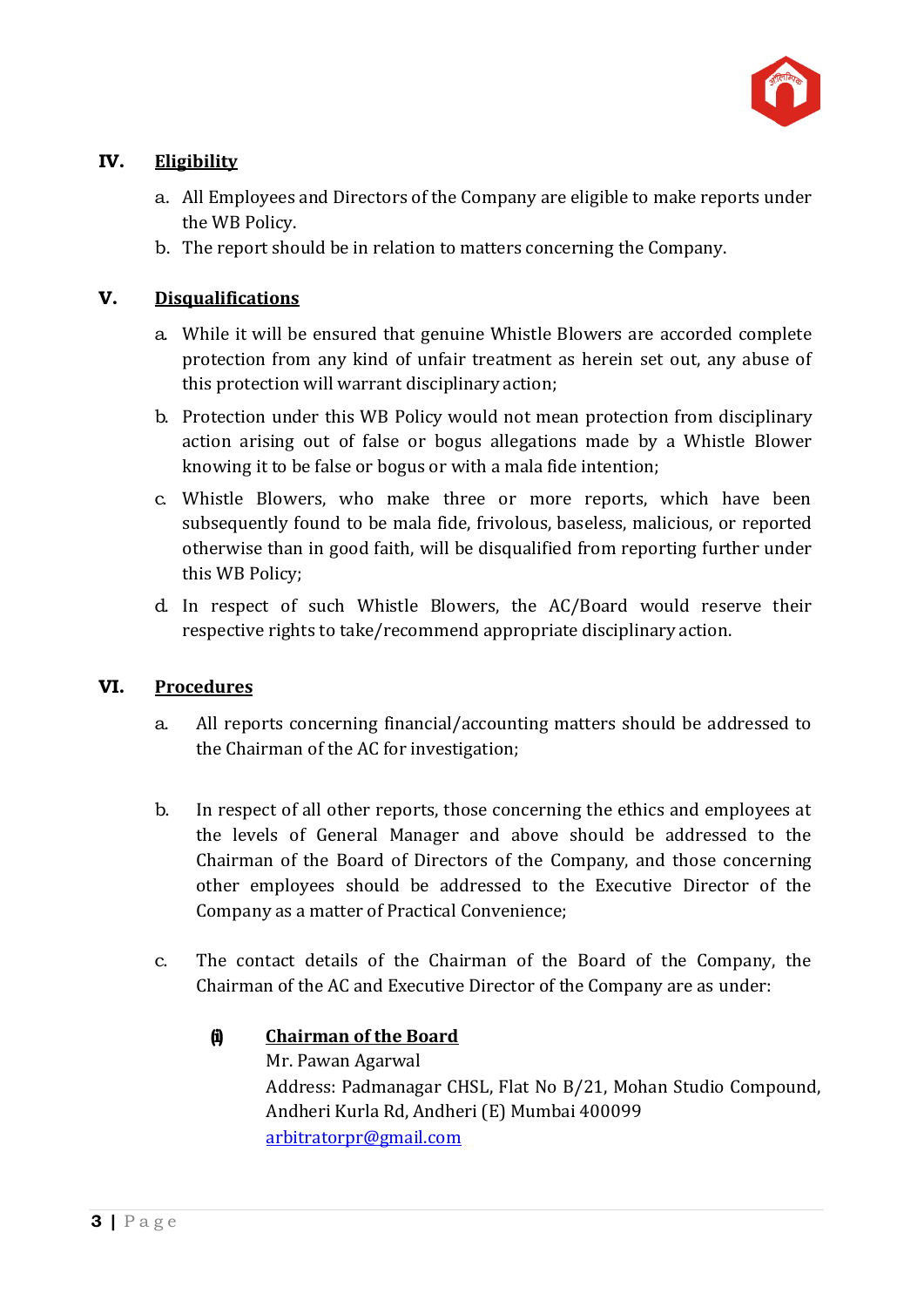## IV. Eligibility

a. All Employees and Directors of the Company are eligible to make reports under the WB Policy.

b. The report should be in relation to matters concerning the Company.

## V. Disqualifications

a. While it will be ensured that genuine Whistle Blowers are accorded complete protection from any kind of unfair treatment as herein set out, any abuse of this protection will warrant disciplinary action;

b. Protection under this WB Policy would not mean protection from disciplinary action arising out of false or bogus allegations made by a Whistle Blower knowing it to be false or bogus or with a mala fide intention;

c. Whistle Blowers, who make three or more reports, which have been subsequently found to be mala fide, frivolous, baseless, malicious, or reported otherwise than in good faith, will be disqualified from reporting further under this WB Policy;

d. In respect of such Whistle Blowers, the AC/Board would reserve their respective rights to take/recommend appropriate disciplinary action.

## VI. Procedures

a. All reports concerning financial/accounting matters should be addressed to the Chairman of the AC for investigation;

b. In respect of all other reports, those concerning the ethics and employees at the levels of General Manager and above should be addressed to the Chairman of the Board of Directors of the Company, and those concerning other employees should be addressed to the Executive Director of the Company as a matter of Practical Convenience;

c. The contact details of the Chairman of the Board of the Company, the Chairman of the AC and Executive Director of the Company are as under:

(i) **Chairman of the Board**

Mr. Pawan Agarwal
Address: Padmanagar CHSL, Flat No B/21, Mohan Studio Compound, Andheri Kurla Rd, Andheri (E) Mumbai 400099
arbitratorpr@gmail.com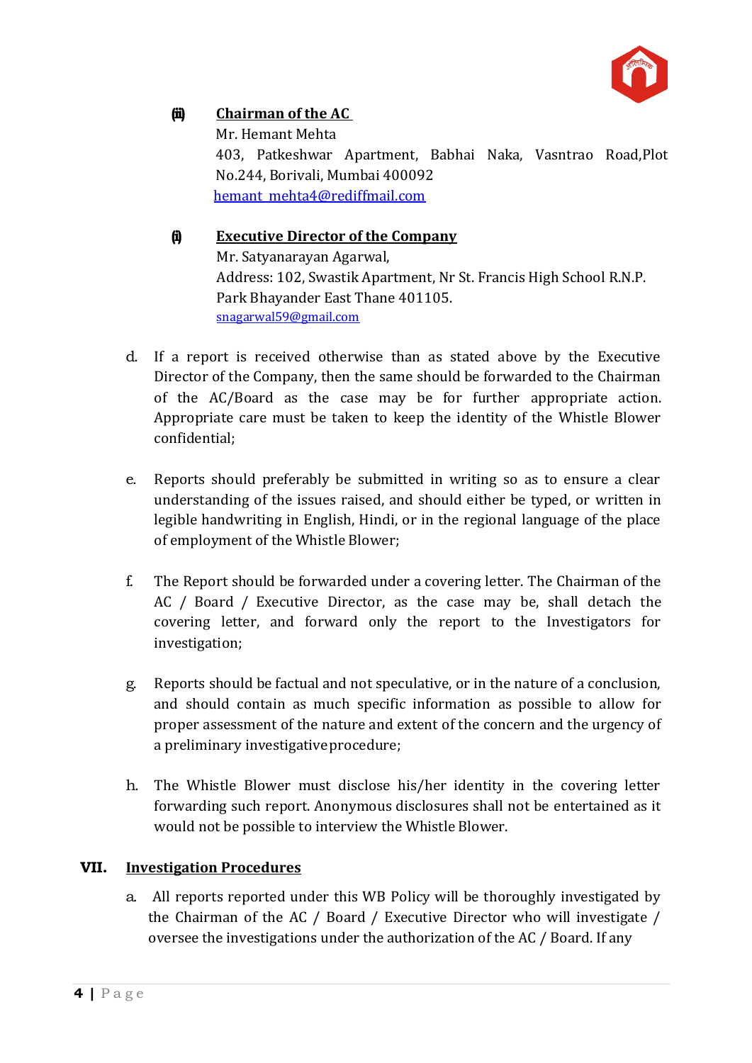(ii) **Chairman of the AC**
Mr. Hemant Mehta
403, Patkeshwar Apartment, Babhai Naka, Vasntrao Road,Plot No.244, Borivali, Mumbai 400092
hemant_mehta4@rediffmail.com

(i) **Executive Director of the Company**
Mr. Satyanarayan Agarwal,
Address: 102, Swastik Apartment, Nr St. Francis High School R.N.P. Park Bhayander East Thane 401105.
snagarwal59@gmail.com

d. If a report is received otherwise than as stated above by the Executive Director of the Company, then the same should be forwarded to the Chairman of the AC/Board as the case may be for further appropriate action. Appropriate care must be taken to keep the identity of the Whistle Blower confidential;

e. Reports should preferably be submitted in writing so as to ensure a clear understanding of the issues raised, and should either be typed, or written in legible handwriting in English, Hindi, or in the regional language of the place of employment of the Whistle Blower;

f. The Report should be forwarded under a covering letter. The Chairman of the AC / Board / Executive Director, as the case may be, shall detach the covering letter, and forward only the report to the Investigators for investigation;

g. Reports should be factual and not speculative, or in the nature of a conclusion, and should contain as much specific information as possible to allow for proper assessment of the nature and extent of the concern and the urgency of a preliminary investigative procedure;

h. The Whistle Blower must disclose his/her identity in the covering letter forwarding such report. Anonymous disclosures shall not be entertained as it would not be possible to interview the Whistle Blower.

## VII. Investigation Procedures

a. All reports reported under this WB Policy will be thoroughly investigated by the Chairman of the AC / Board / Executive Director who will investigate / oversee the investigations under the authorization of the AC / Board. If any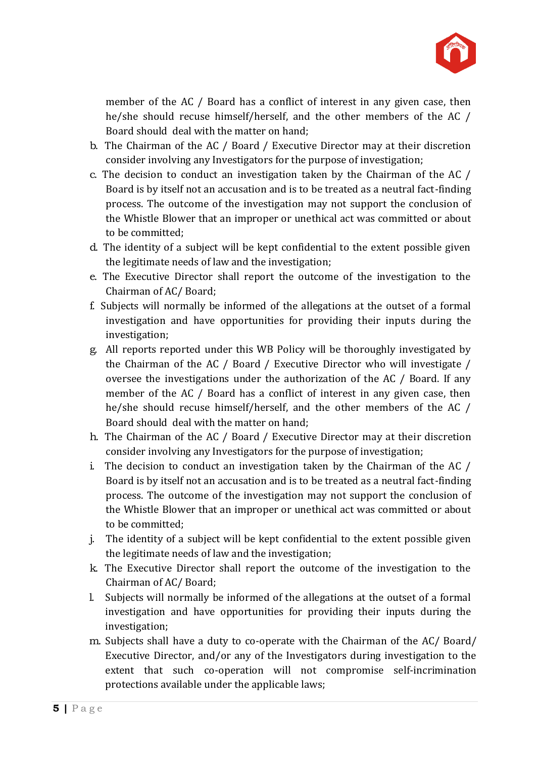member of the AC / Board has a conflict of interest in any given case, then he/she should recuse himself/herself, and the other members of the AC / Board should deal with the matter on hand;

b. The Chairman of the AC / Board / Executive Director may at their discretion consider involving any Investigators for the purpose of investigation;

c. The decision to conduct an investigation taken by the Chairman of the AC / Board is by itself not an accusation and is to be treated as a neutral fact-finding process. The outcome of the investigation may not support the conclusion of the Whistle Blower that an improper or unethical act was committed or about to be committed;

d. The identity of a subject will be kept confidential to the extent possible given the legitimate needs of law and the investigation;

e. The Executive Director shall report the outcome of the investigation to the Chairman of AC/ Board;

f. Subjects will normally be informed of the allegations at the outset of a formal investigation and have opportunities for providing their inputs during the investigation;

g. All reports reported under this WB Policy will be thoroughly investigated by the Chairman of the AC / Board / Executive Director who will investigate / oversee the investigations under the authorization of the AC / Board. If any member of the AC / Board has a conflict of interest in any given case, then he/she should recuse himself/herself, and the other members of the AC / Board should deal with the matter on hand;

h. The Chairman of the AC / Board / Executive Director may at their discretion consider involving any Investigators for the purpose of investigation;

i. The decision to conduct an investigation taken by the Chairman of the AC / Board is by itself not an accusation and is to be treated as a neutral fact-finding process. The outcome of the investigation may not support the conclusion of the Whistle Blower that an improper or unethical act was committed or about to be committed;

j. The identity of a subject will be kept confidential to the extent possible given the legitimate needs of law and the investigation;

k. The Executive Director shall report the outcome of the investigation to the Chairman of AC/ Board;

l. Subjects will normally be informed of the allegations at the outset of a formal investigation and have opportunities for providing their inputs during the investigation;

m. Subjects shall have a duty to co-operate with the Chairman of the AC/ Board/ Executive Director, and/or any of the Investigators during investigation to the extent that such co-operation will not compromise self-incrimination protections available under the applicable laws;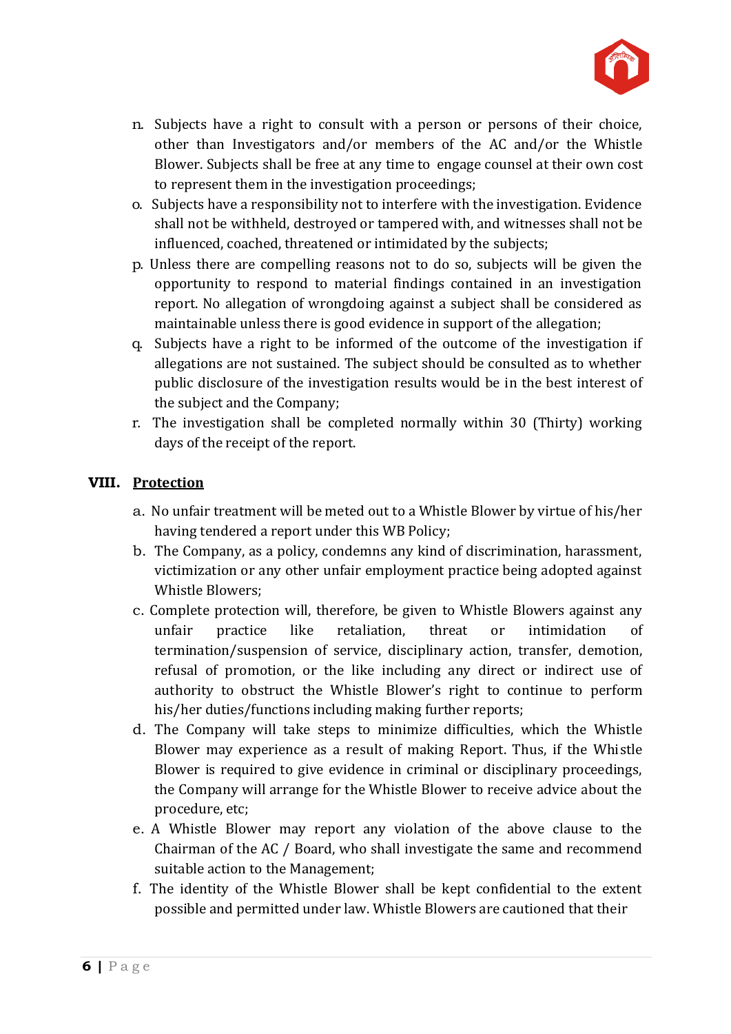n. Subjects have a right to consult with a person or persons of their choice, other than Investigators and/or members of the AC and/or the Whistle Blower. Subjects shall be free at any time to engage counsel at their own cost to represent them in the investigation proceedings;

o. Subjects have a responsibility not to interfere with the investigation. Evidence shall not be withheld, destroyed or tampered with, and witnesses shall not be influenced, coached, threatened or intimidated by the subjects;

p. Unless there are compelling reasons not to do so, subjects will be given the opportunity to respond to material findings contained in an investigation report. No allegation of wrongdoing against a subject shall be considered as maintainable unless there is good evidence in support of the allegation;

q. Subjects have a right to be informed of the outcome of the investigation if allegations are not sustained. The subject should be consulted as to whether public disclosure of the investigation results would be in the best interest of the subject and the Company;

r. The investigation shall be completed normally within 30 (Thirty) working days of the receipt of the report.

## VIII. <u>Protection</u>

a. No unfair treatment will be meted out to a Whistle Blower by virtue of his/her having tendered a report under this WB Policy;

b. The Company, as a policy, condemns any kind of discrimination, harassment, victimization or any other unfair employment practice being adopted against Whistle Blowers;

c. Complete protection will, therefore, be given to Whistle Blowers against any unfair practice like retaliation, threat or intimidation of termination/suspension of service, disciplinary action, transfer, demotion, refusal of promotion, or the like including any direct or indirect use of authority to obstruct the Whistle Blower's right to continue to perform his/her duties/functions including making further reports;

d. The Company will take steps to minimize difficulties, which the Whistle Blower may experience as a result of making Report. Thus, if the Whistle Blower is required to give evidence in criminal or disciplinary proceedings, the Company will arrange for the Whistle Blower to receive advice about the procedure, etc;

e. A Whistle Blower may report any violation of the above clause to the Chairman of the AC / Board, who shall investigate the same and recommend suitable action to the Management;

f. The identity of the Whistle Blower shall be kept confidential to the extent possible and permitted under law. Whistle Blowers are cautioned that their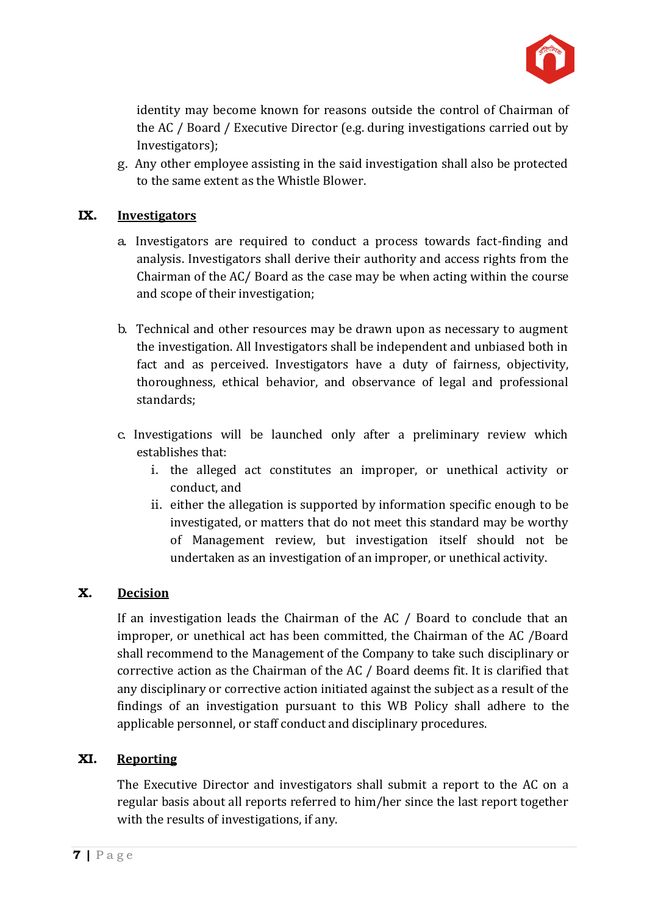identity may become known for reasons outside the control of Chairman of the AC / Board / Executive Director (e.g. during investigations carried out by Investigators);

g. Any other employee assisting in the said investigation shall also be protected to the same extent as the Whistle Blower.

## IX. Investigators

a. Investigators are required to conduct a process towards fact-finding and analysis. Investigators shall derive their authority and access rights from the Chairman of the AC/ Board as the case may be when acting within the course and scope of their investigation;

b. Technical and other resources may be drawn upon as necessary to augment the investigation. All Investigators shall be independent and unbiased both in fact and as perceived. Investigators have a duty of fairness, objectivity, thoroughness, ethical behavior, and observance of legal and professional standards;

c. Investigations will be launched only after a preliminary review which establishes that:
   i. the alleged act constitutes an improper, or unethical activity or conduct, and
   ii. either the allegation is supported by information specific enough to be investigated, or matters that do not meet this standard may be worthy of Management review, but investigation itself should not be undertaken as an investigation of an improper, or unethical activity.

## X. Decision

If an investigation leads the Chairman of the AC / Board to conclude that an improper, or unethical act has been committed, the Chairman of the AC /Board shall recommend to the Management of the Company to take such disciplinary or corrective action as the Chairman of the AC / Board deems fit. It is clarified that any disciplinary or corrective action initiated against the subject as a result of the findings of an investigation pursuant to this WB Policy shall adhere to the applicable personnel, or staff conduct and disciplinary procedures.

## XI. Reporting

The Executive Director and investigators shall submit a report to the AC on a regular basis about all reports referred to him/her since the last report together with the results of investigations, if any.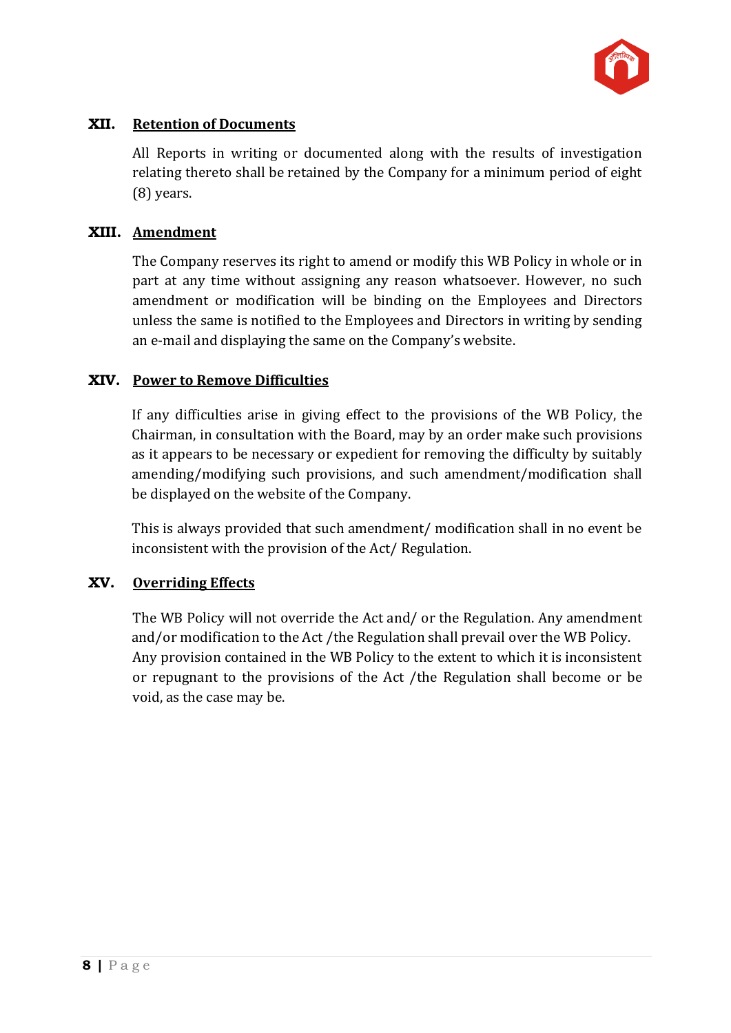## XII. Retention of Documents

All Reports in writing or documented along with the results of investigation relating thereto shall be retained by the Company for a minimum period of eight (8) years.

## XIII. Amendment

The Company reserves its right to amend or modify this WB Policy in whole or in part at any time without assigning any reason whatsoever. However, no such amendment or modification will be binding on the Employees and Directors unless the same is notified to the Employees and Directors in writing by sending an e-mail and displaying the same on the Company's website.

## XIV. Power to Remove Difficulties

If any difficulties arise in giving effect to the provisions of the WB Policy, the Chairman, in consultation with the Board, may by an order make such provisions as it appears to be necessary or expedient for removing the difficulty by suitably amending/modifying such provisions, and such amendment/modification shall be displayed on the website of the Company.

This is always provided that such amendment/ modification shall in no event be inconsistent with the provision of the Act/ Regulation.

## XV. Overriding Effects

The WB Policy will not override the Act and/ or the Regulation. Any amendment and/or modification to the Act /the Regulation shall prevail over the WB Policy. Any provision contained in the WB Policy to the extent to which it is inconsistent or repugnant to the provisions of the Act /the Regulation shall become or be void, as the case may be.